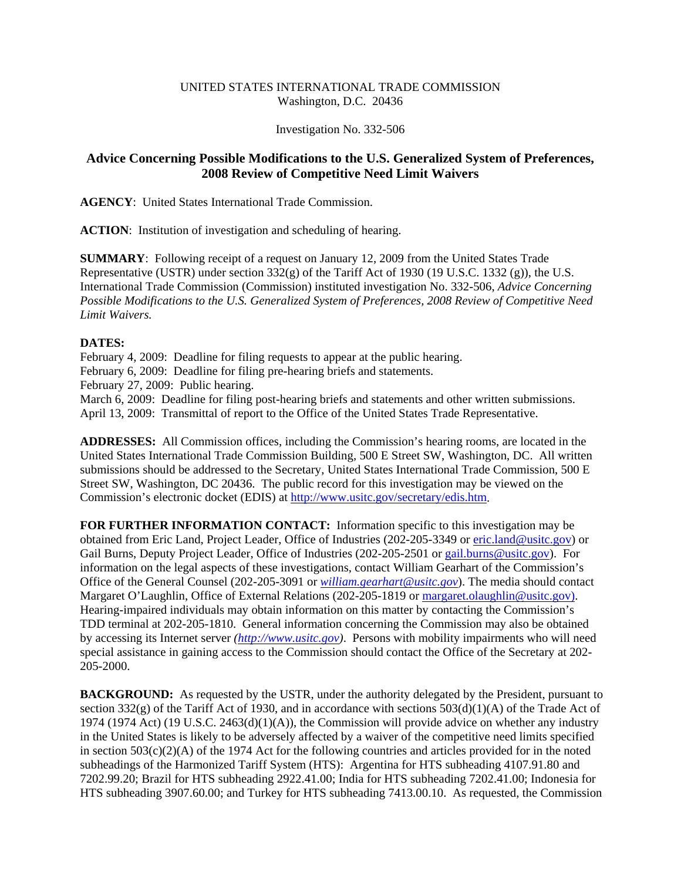UNITED STATES INTERNATIONAL TRADE COMMISSION
Washington, D.C. 20436

Investigation No. 332-506

## Advice Concerning Possible Modifications to the U.S. Generalized System of Preferences, 2008 Review of Competitive Need Limit Waivers

**AGENCY**: United States International Trade Commission.

**ACTION**: Institution of investigation and scheduling of hearing.

**SUMMARY**: Following receipt of a request on January 12, 2009 from the United States Trade Representative (USTR) under section 332(g) of the Tariff Act of 1930 (19 U.S.C. 1332 (g)), the U.S. International Trade Commission (Commission) instituted investigation No. 332-506, *Advice Concerning Possible Modifications to the U.S. Generalized System of Preferences, 2008 Review of Competitive Need Limit Waivers.*

**DATES:**
February 4, 2009: Deadline for filing requests to appear at the public hearing.
February 6, 2009: Deadline for filing pre-hearing briefs and statements.
February 27, 2009: Public hearing.
March 6, 2009: Deadline for filing post-hearing briefs and statements and other written submissions.
April 13, 2009: Transmittal of report to the Office of the United States Trade Representative.

**ADDRESSES:** All Commission offices, including the Commission's hearing rooms, are located in the United States International Trade Commission Building, 500 E Street SW, Washington, DC. All written submissions should be addressed to the Secretary, United States International Trade Commission, 500 E Street SW, Washington, DC 20436. The public record for this investigation may be viewed on the Commission's electronic docket (EDIS) at http://www.usitc.gov/secretary/edis.htm.

**FOR FURTHER INFORMATION CONTACT:** Information specific to this investigation may be obtained from Eric Land, Project Leader, Office of Industries (202-205-3349 or eric.land@usitc.gov) or Gail Burns, Deputy Project Leader, Office of Industries (202-205-2501 or gail.burns@usitc.gov). For information on the legal aspects of these investigations, contact William Gearhart of the Commission's Office of the General Counsel (202-205-3091 or *william.gearhart@usitc.gov*). The media should contact Margaret O'Laughlin, Office of External Relations (202-205-1819 or margaret.olaughlin@usitc.gov). Hearing-impaired individuals may obtain information on this matter by contacting the Commission's TDD terminal at 202-205-1810. General information concerning the Commission may also be obtained by accessing its Internet server *(http://www.usitc.gov)*. Persons with mobility impairments who will need special assistance in gaining access to the Commission should contact the Office of the Secretary at 202-205-2000.

**BACKGROUND:** As requested by the USTR, under the authority delegated by the President, pursuant to section 332(g) of the Tariff Act of 1930, and in accordance with sections 503(d)(1)(A) of the Trade Act of 1974 (1974 Act) (19 U.S.C. 2463(d)(1)(A)), the Commission will provide advice on whether any industry in the United States is likely to be adversely affected by a waiver of the competitive need limits specified in section 503(c)(2)(A) of the 1974 Act for the following countries and articles provided for in the noted subheadings of the Harmonized Tariff System (HTS): Argentina for HTS subheading 4107.91.80 and 7202.99.20; Brazil for HTS subheading 2922.41.00; India for HTS subheading 7202.41.00; Indonesia for HTS subheading 3907.60.00; and Turkey for HTS subheading 7413.00.10. As requested, the Commission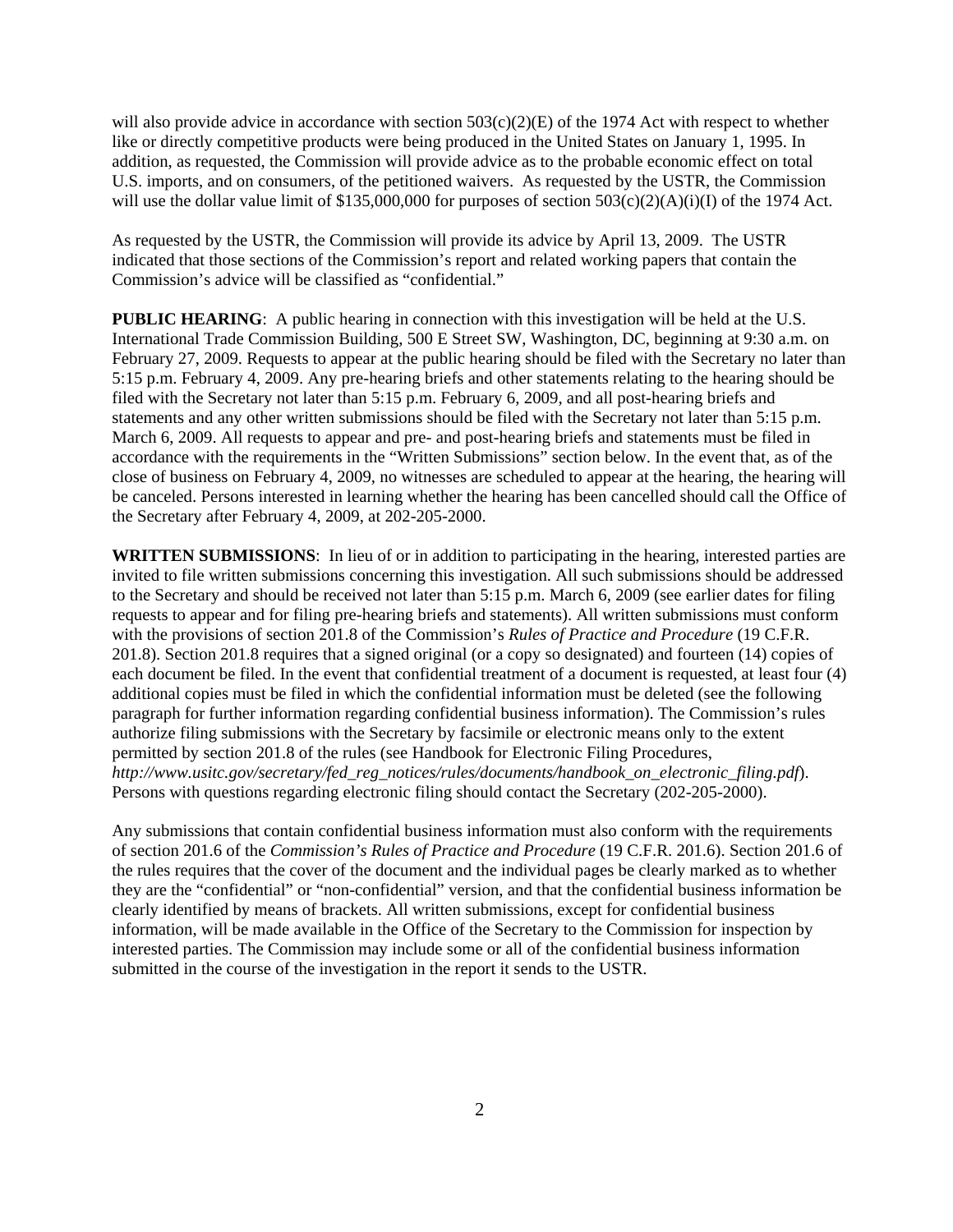will also provide advice in accordance with section 503(c)(2)(E) of the 1974 Act with respect to whether like or directly competitive products were being produced in the United States on January 1, 1995. In addition, as requested, the Commission will provide advice as to the probable economic effect on total U.S. imports, and on consumers, of the petitioned waivers. As requested by the USTR, the Commission will use the dollar value limit of $135,000,000 for purposes of section 503(c)(2)(A)(i)(I) of the 1974 Act.

As requested by the USTR, the Commission will provide its advice by April 13, 2009. The USTR indicated that those sections of the Commission's report and related working papers that contain the Commission's advice will be classified as "confidential."

**PUBLIC HEARING**: A public hearing in connection with this investigation will be held at the U.S. International Trade Commission Building, 500 E Street SW, Washington, DC, beginning at 9:30 a.m. on February 27, 2009. Requests to appear at the public hearing should be filed with the Secretary no later than 5:15 p.m. February 4, 2009. Any pre-hearing briefs and other statements relating to the hearing should be filed with the Secretary not later than 5:15 p.m. February 6, 2009, and all post-hearing briefs and statements and any other written submissions should be filed with the Secretary not later than 5:15 p.m. March 6, 2009. All requests to appear and pre- and post-hearing briefs and statements must be filed in accordance with the requirements in the "Written Submissions" section below. In the event that, as of the close of business on February 4, 2009, no witnesses are scheduled to appear at the hearing, the hearing will be canceled. Persons interested in learning whether the hearing has been cancelled should call the Office of the Secretary after February 4, 2009, at 202-205-2000.

**WRITTEN SUBMISSIONS**: In lieu of or in addition to participating in the hearing, interested parties are invited to file written submissions concerning this investigation. All such submissions should be addressed to the Secretary and should be received not later than 5:15 p.m. March 6, 2009 (see earlier dates for filing requests to appear and for filing pre-hearing briefs and statements). All written submissions must conform with the provisions of section 201.8 of the Commission's *Rules of Practice and Procedure* (19 C.F.R. 201.8). Section 201.8 requires that a signed original (or a copy so designated) and fourteen (14) copies of each document be filed. In the event that confidential treatment of a document is requested, at least four (4) additional copies must be filed in which the confidential information must be deleted (see the following paragraph for further information regarding confidential business information). The Commission's rules authorize filing submissions with the Secretary by facsimile or electronic means only to the extent permitted by section 201.8 of the rules (see Handbook for Electronic Filing Procedures, *http://www.usitc.gov/secretary/fed_reg_notices/rules/documents/handbook_on_electronic_filing.pdf*). Persons with questions regarding electronic filing should contact the Secretary (202-205-2000).

Any submissions that contain confidential business information must also conform with the requirements of section 201.6 of the *Commission's Rules of Practice and Procedure* (19 C.F.R. 201.6). Section 201.6 of the rules requires that the cover of the document and the individual pages be clearly marked as to whether they are the "confidential" or "non-confidential" version, and that the confidential business information be clearly identified by means of brackets. All written submissions, except for confidential business information, will be made available in the Office of the Secretary to the Commission for inspection by interested parties. The Commission may include some or all of the confidential business information submitted in the course of the investigation in the report it sends to the USTR.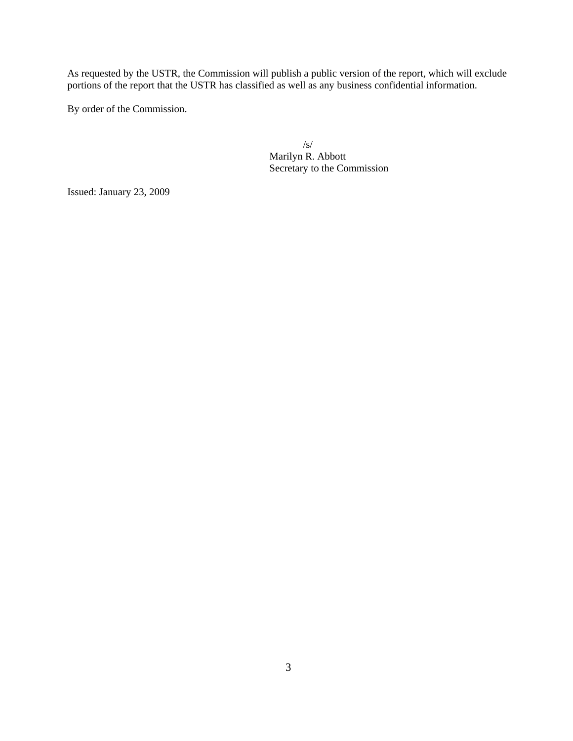As requested by the USTR, the Commission will publish a public version of the report, which will exclude portions of the report that the USTR has classified as well as any business confidential information.

By order of the Commission.

/s/
Marilyn R. Abbott
Secretary to the Commission

Issued: January 23, 2009